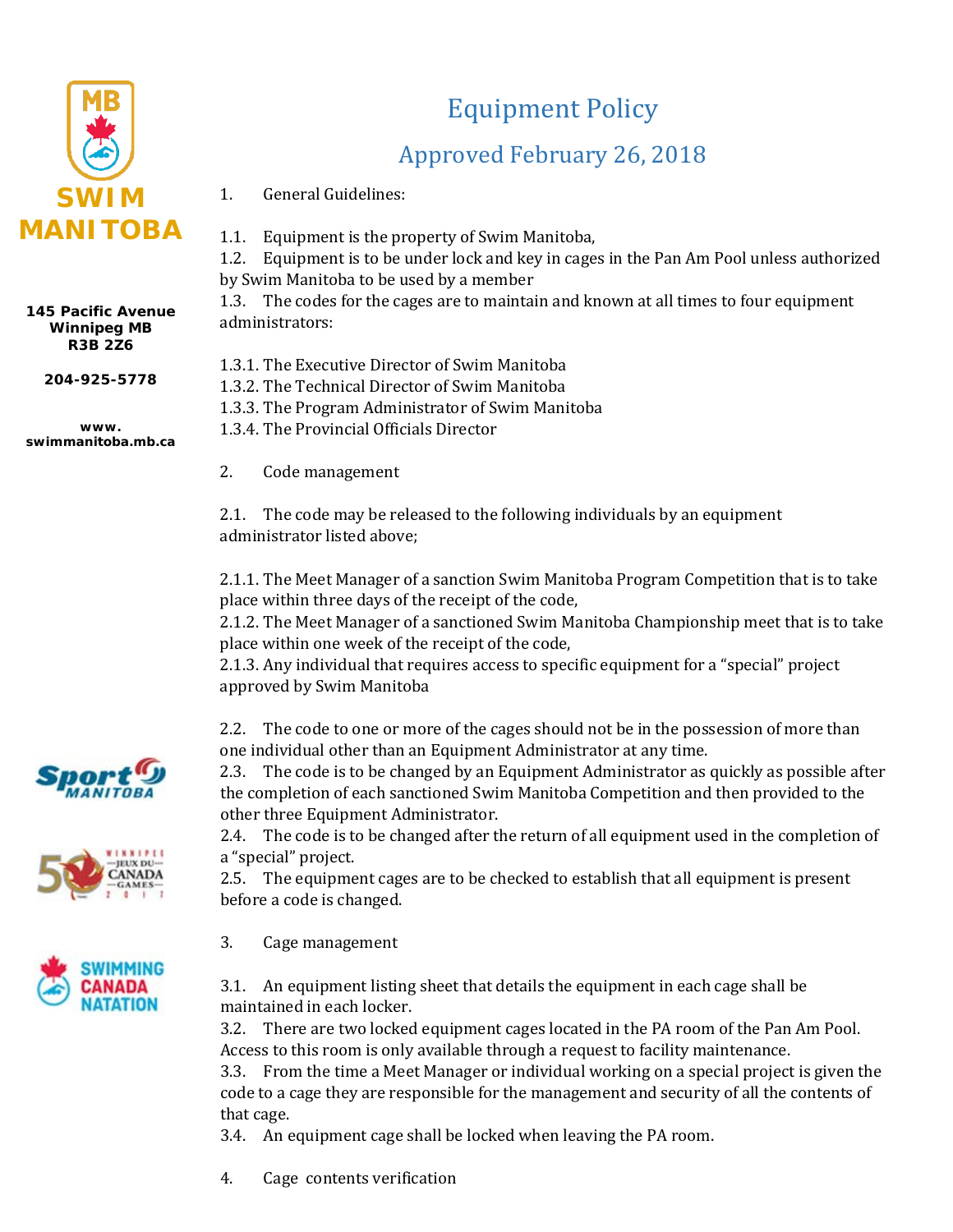SWIM MANITOBA

145 Pacific Avenue
Winnipeg MB
R3B 2Z6

204-925-5778

www.swimmanitoba.mb.ca

# Equipment Policy

## Approved February 26, 2018

1. General Guidelines:

1.1. Equipment is the property of Swim Manitoba,
1.2. Equipment is to be under lock and key in cages in the Pan Am Pool unless authorized by Swim Manitoba to be used by a member
1.3. The codes for the cages are to maintain and known at all times to four equipment administrators:

1.3.1. The Executive Director of Swim Manitoba
1.3.2. The Technical Director of Swim Manitoba
1.3.3. The Program Administrator of Swim Manitoba
1.3.4. The Provincial Officials Director

2. Code management

2.1. The code may be released to the following individuals by an equipment administrator listed above;

2.1.1. The Meet Manager of a sanction Swim Manitoba Program Competition that is to take place within three days of the receipt of the code,
2.1.2. The Meet Manager of a sanctioned Swim Manitoba Championship meet that is to take place within one week of the receipt of the code,
2.1.3. Any individual that requires access to specific equipment for a "special" project approved by Swim Manitoba

2.2. The code to one or more of the cages should not be in the possession of more than one individual other than an Equipment Administrator at any time.
2.3. The code is to be changed by an Equipment Administrator as quickly as possible after the completion of each sanctioned Swim Manitoba Competition and then provided to the other three Equipment Administrator.
2.4. The code is to be changed after the return of all equipment used in the completion of a "special" project.
2.5. The equipment cages are to be checked to establish that all equipment is present before a code is changed.

3. Cage management

3.1. An equipment listing sheet that details the equipment in each cage shall be maintained in each locker.
3.2. There are two locked equipment cages located in the PA room of the Pan Am Pool. Access to this room is only available through a request to facility maintenance.
3.3. From the time a Meet Manager or individual working on a special project is given the code to a cage they are responsible for the management and security of all the contents of that cage.
3.4. An equipment cage shall be locked when leaving the PA room.

4. Cage contents verification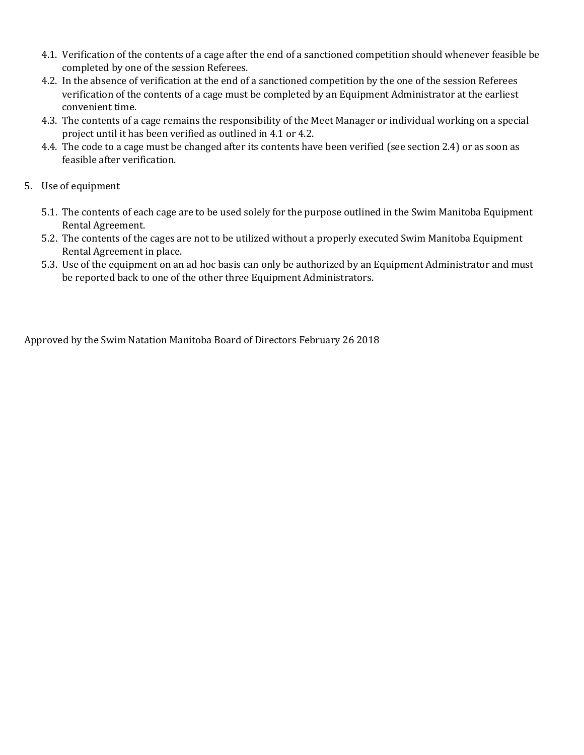4.1. Verification of the contents of a cage after the end of a sanctioned competition should whenever feasible be completed by one of the session Referees.

4.2. In the absence of verification at the end of a sanctioned competition by the one of the session Referees verification of the contents of a cage must be completed by an Equipment Administrator at the earliest convenient time.

4.3. The contents of a cage remains the responsibility of the Meet Manager or individual working on a special project until it has been verified as outlined in 4.1 or 4.2.

4.4. The code to a cage must be changed after its contents have been verified (see section 2.4) or as soon as feasible after verification.

5. Use of equipment

5.1. The contents of each cage are to be used solely for the purpose outlined in the Swim Manitoba Equipment Rental Agreement.

5.2. The contents of the cages are not to be utilized without a properly executed Swim Manitoba Equipment Rental Agreement in place.

5.3. Use of the equipment on an ad hoc basis can only be authorized by an Equipment Administrator and must be reported back to one of the other three Equipment Administrators.

Approved by the Swim Natation Manitoba Board of Directors February 26 2018